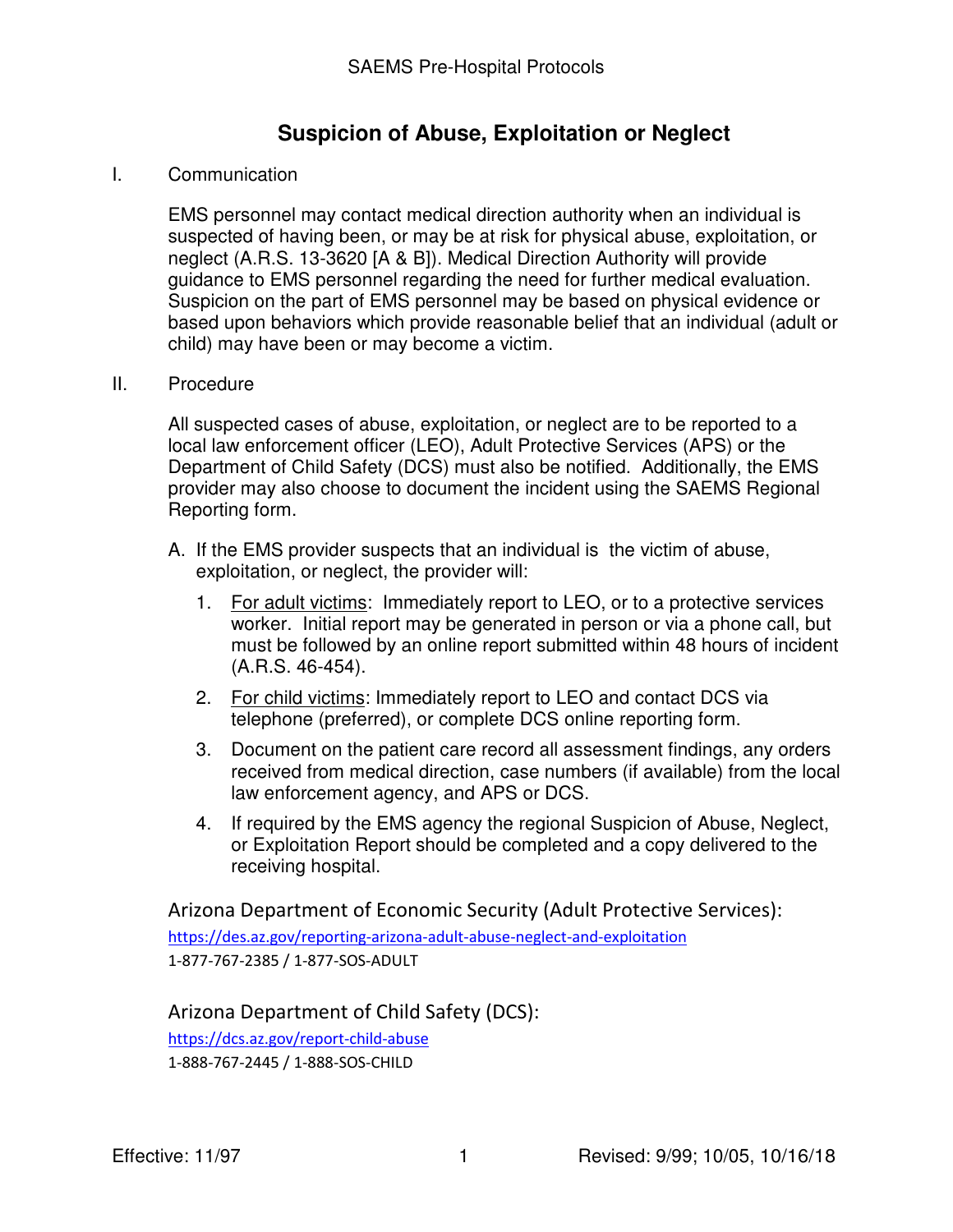# Suspicion of Abuse, Exploitation or Neglect

I. Communication

EMS personnel may contact medical direction authority when an individual is suspected of having been, or may be at risk for physical abuse, exploitation, or neglect (A.R.S. 13-3620 [A & B]). Medical Direction Authority will provide guidance to EMS personnel regarding the need for further medical evaluation. Suspicion on the part of EMS personnel may be based on physical evidence or based upon behaviors which provide reasonable belief that an individual (adult or child) may have been or may become a victim.

II. Procedure

All suspected cases of abuse, exploitation, or neglect are to be reported to a local law enforcement officer (LEO), Adult Protective Services (APS) or the Department of Child Safety (DCS) must also be notified. Additionally, the EMS provider may also choose to document the incident using the SAEMS Regional Reporting form.

A. If the EMS provider suspects that an individual is the victim of abuse, exploitation, or neglect, the provider will:

1. For adult victims: Immediately report to LEO, or to a protective services worker. Initial report may be generated in person or via a phone call, but must be followed by an online report submitted within 48 hours of incident (A.R.S. 46-454).
2. For child victims: Immediately report to LEO and contact DCS via telephone (preferred), or complete DCS online reporting form.
3. Document on the patient care record all assessment findings, any orders received from medical direction, case numbers (if available) from the local law enforcement agency, and APS or DCS.
4. If required by the EMS agency the regional Suspicion of Abuse, Neglect, or Exploitation Report should be completed and a copy delivered to the receiving hospital.

## Arizona Department of Economic Security (Adult Protective Services):

https://des.az.gov/reporting-arizona-adult-abuse-neglect-and-exploitation

1-877-767-2385 / 1-877-SOS-ADULT

## Arizona Department of Child Safety (DCS):

https://dcs.az.gov/report-child-abuse

1-888-767-2445 / 1-888-SOS-CHILD

Effective: 11/97 Revised: 9/99; 10/05, 10/16/18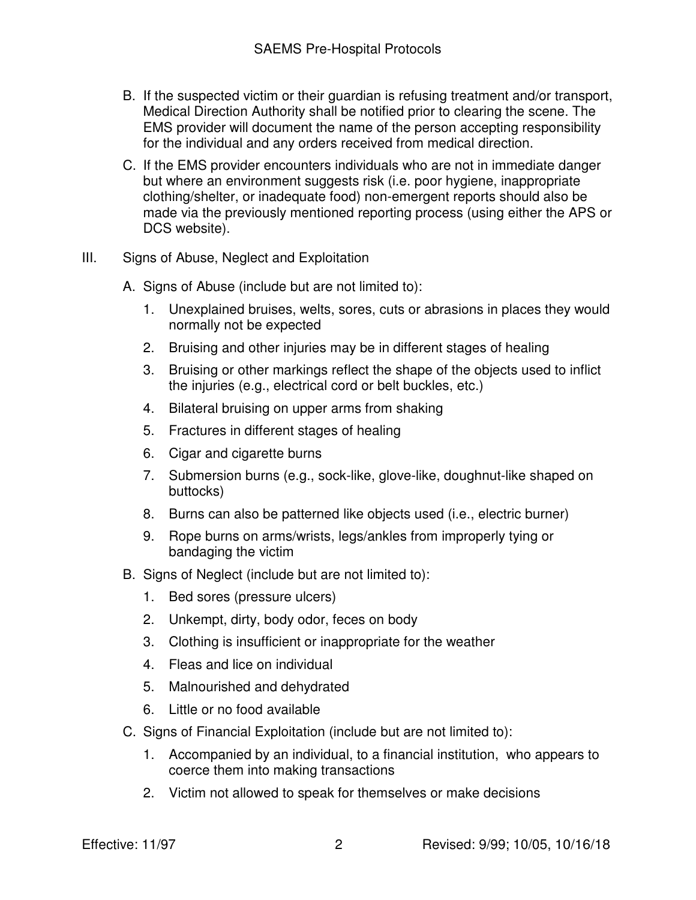B. If the suspected victim or their guardian is refusing treatment and/or transport, Medical Direction Authority shall be notified prior to clearing the scene. The EMS provider will document the name of the person accepting responsibility for the individual and any orders received from medical direction.

C. If the EMS provider encounters individuals who are not in immediate danger but where an environment suggests risk (i.e. poor hygiene, inappropriate clothing/shelter, or inadequate food) non-emergent reports should also be made via the previously mentioned reporting process (using either the APS or DCS website).

III. Signs of Abuse, Neglect and Exploitation

A. Signs of Abuse (include but are not limited to):

1. Unexplained bruises, welts, sores, cuts or abrasions in places they would normally not be expected
2. Bruising and other injuries may be in different stages of healing
3. Bruising or other markings reflect the shape of the objects used to inflict the injuries (e.g., electrical cord or belt buckles, etc.)
4. Bilateral bruising on upper arms from shaking
5. Fractures in different stages of healing
6. Cigar and cigarette burns
7. Submersion burns (e.g., sock-like, glove-like, doughnut-like shaped on buttocks)
8. Burns can also be patterned like objects used (i.e., electric burner)
9. Rope burns on arms/wrists, legs/ankles from improperly tying or bandaging the victim

B. Signs of Neglect (include but are not limited to):

1. Bed sores (pressure ulcers)
2. Unkempt, dirty, body odor, feces on body
3. Clothing is insufficient or inappropriate for the weather
4. Fleas and lice on individual
5. Malnourished and dehydrated
6. Little or no food available

C. Signs of Financial Exploitation (include but are not limited to):

1. Accompanied by an individual, to a financial institution, who appears to coerce them into making transactions
2. Victim not allowed to speak for themselves or make decisions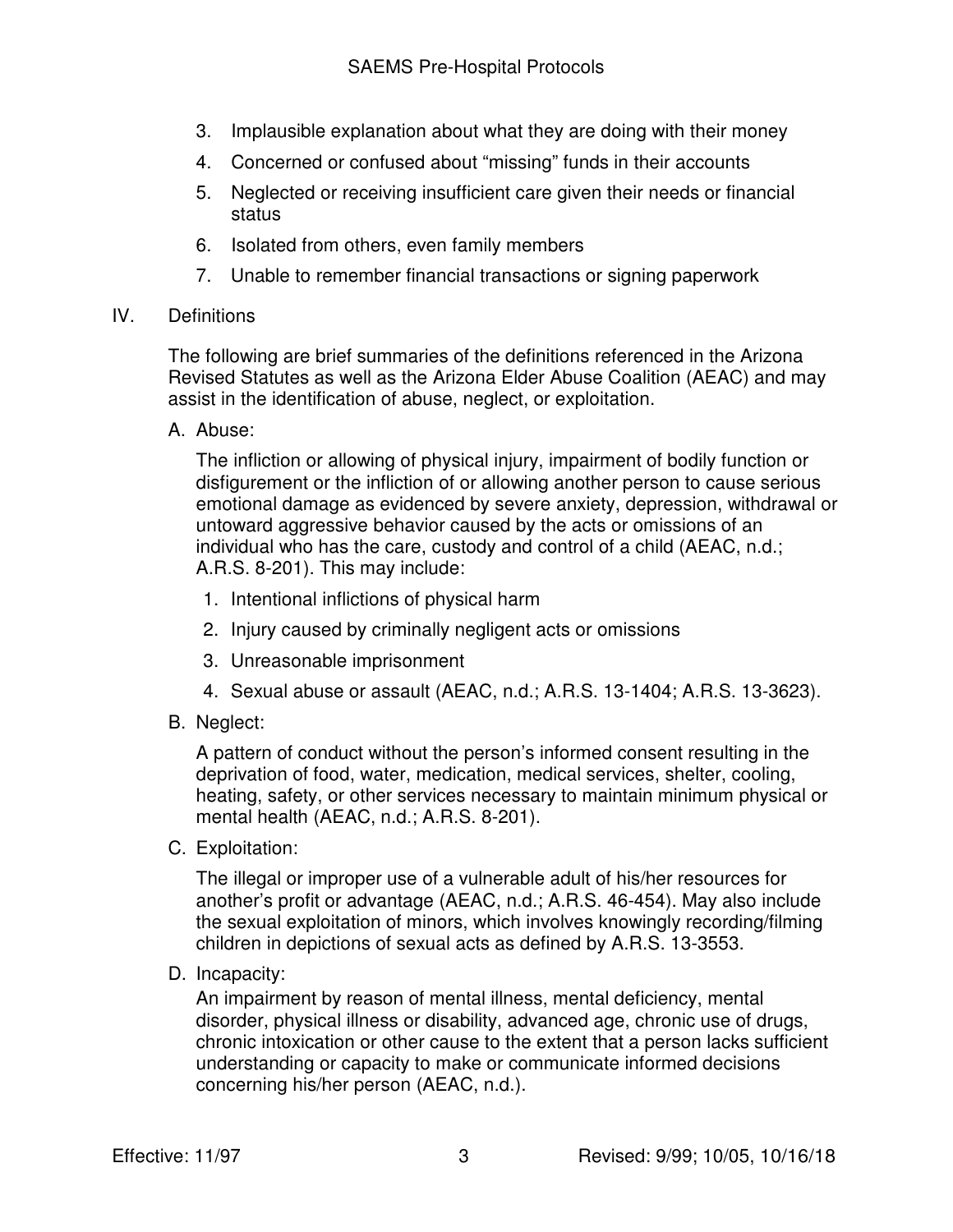3. Implausible explanation about what they are doing with their money
4. Concerned or confused about "missing" funds in their accounts
5. Neglected or receiving insufficient care given their needs or financial status
6. Isolated from others, even family members
7. Unable to remember financial transactions or signing paperwork

IV. Definitions

The following are brief summaries of the definitions referenced in the Arizona Revised Statutes as well as the Arizona Elder Abuse Coalition (AEAC) and may assist in the identification of abuse, neglect, or exploitation.

A. Abuse:

The infliction or allowing of physical injury, impairment of bodily function or disfigurement or the infliction of or allowing another person to cause serious emotional damage as evidenced by severe anxiety, depression, withdrawal or untoward aggressive behavior caused by the acts or omissions of an individual who has the care, custody and control of a child (AEAC, n.d.; A.R.S. 8-201). This may include:

1. Intentional inflictions of physical harm
2. Injury caused by criminally negligent acts or omissions
3. Unreasonable imprisonment
4. Sexual abuse or assault (AEAC, n.d.; A.R.S. 13-1404; A.R.S. 13-3623).

B. Neglect:

A pattern of conduct without the person's informed consent resulting in the deprivation of food, water, medication, medical services, shelter, cooling, heating, safety, or other services necessary to maintain minimum physical or mental health (AEAC, n.d.; A.R.S. 8-201).

C. Exploitation:

The illegal or improper use of a vulnerable adult of his/her resources for another's profit or advantage (AEAC, n.d.; A.R.S. 46-454). May also include the sexual exploitation of minors, which involves knowingly recording/filming children in depictions of sexual acts as defined by A.R.S. 13-3553.

D. Incapacity:

An impairment by reason of mental illness, mental deficiency, mental disorder, physical illness or disability, advanced age, chronic use of drugs, chronic intoxication or other cause to the extent that a person lacks sufficient understanding or capacity to make or communicate informed decisions concerning his/her person (AEAC, n.d.).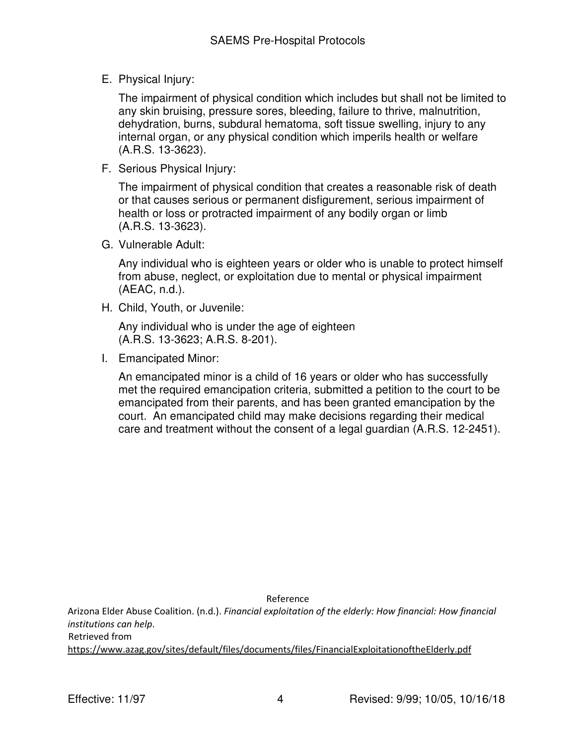E. Physical Injury:

   The impairment of physical condition which includes but shall not be limited to any skin bruising, pressure sores, bleeding, failure to thrive, malnutrition, dehydration, burns, subdural hematoma, soft tissue swelling, injury to any internal organ, or any physical condition which imperils health or welfare (A.R.S. 13-3623).

F. Serious Physical Injury:

   The impairment of physical condition that creates a reasonable risk of death or that causes serious or permanent disfigurement, serious impairment of health or loss or protracted impairment of any bodily organ or limb (A.R.S. 13-3623).

G. Vulnerable Adult:

   Any individual who is eighteen years or older who is unable to protect himself from abuse, neglect, or exploitation due to mental or physical impairment (AEAC, n.d.).

H. Child, Youth, or Juvenile:

   Any individual who is under the age of eighteen (A.R.S. 13-3623; A.R.S. 8-201).

I. Emancipated Minor:

   An emancipated minor is a child of 16 years or older who has successfully met the required emancipation criteria, submitted a petition to the court to be emancipated from their parents, and has been granted emancipation by the court. An emancipated child may make decisions regarding their medical care and treatment without the consent of a legal guardian (A.R.S. 12-2451).

Reference

Arizona Elder Abuse Coalition. (n.d.). *Financial exploitation of the elderly: How financial: How financial institutions can help*.
Retrieved from
https://www.azag.gov/sites/default/files/documents/files/FinancialExploitationoftheElderly.pdf

Effective: 11/97 Revised: 9/99; 10/05, 10/16/18